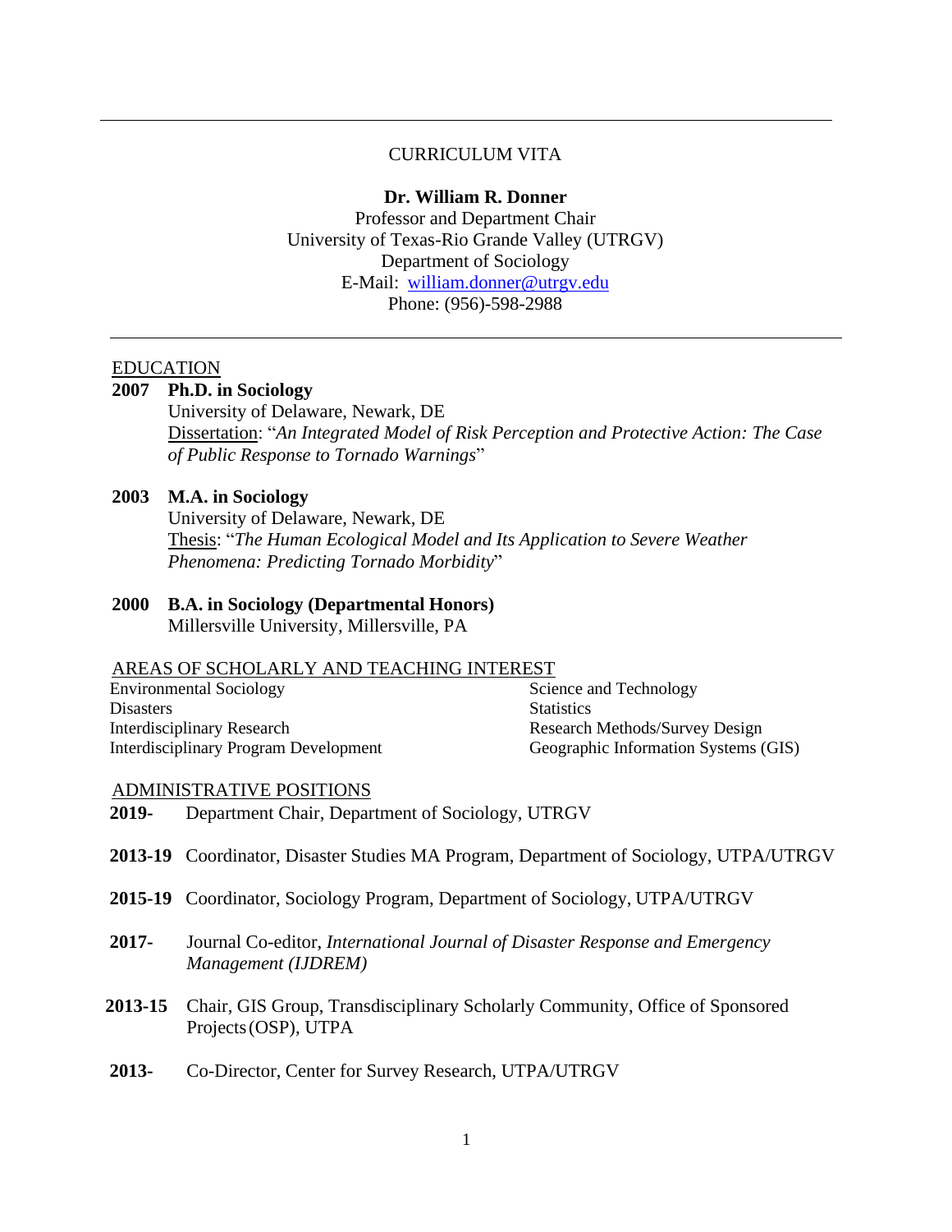# CURRICULUM VITA

**Dr. William R. Donner**
Professor and Department Chair
University of Texas-Rio Grande Valley (UTRGV)
Department of Sociology
E-Mail: william.donner@utrgv.edu
Phone: (956)-598-2988

---

## EDUCATION

**2007 Ph.D. in Sociology**
University of Delaware, Newark, DE
Dissertation: "*An Integrated Model of Risk Perception and Protective Action: The Case of Public Response to Tornado Warnings*"

**2003 M.A. in Sociology**
University of Delaware, Newark, DE
Thesis: "*The Human Ecological Model and Its Application to Severe Weather Phenomena: Predicting Tornado Morbidity*"

**2000 B.A. in Sociology (Departmental Honors)**
Millersville University, Millersville, PA

## AREAS OF SCHOLARLY AND TEACHING INTEREST

- Environmental Sociology
- Disasters
- Interdisciplinary Research
- Interdisciplinary Program Development
- Science and Technology
- Statistics
- Research Methods/Survey Design
- Geographic Information Systems (GIS)

## ADMINISTRATIVE POSITIONS

**2019-** Department Chair, Department of Sociology, UTRGV

**2013-19** Coordinator, Disaster Studies MA Program, Department of Sociology, UTPA/UTRGV

**2015-19** Coordinator, Sociology Program, Department of Sociology, UTPA/UTRGV

**2017-** Journal Co-editor, *International Journal of Disaster Response and Emergency Management (IJDREM)*

**2013-15** Chair, GIS Group, Transdisciplinary Scholarly Community, Office of Sponsored Projects (OSP), UTPA

**2013-** Co-Director, Center for Survey Research, UTPA/UTRGV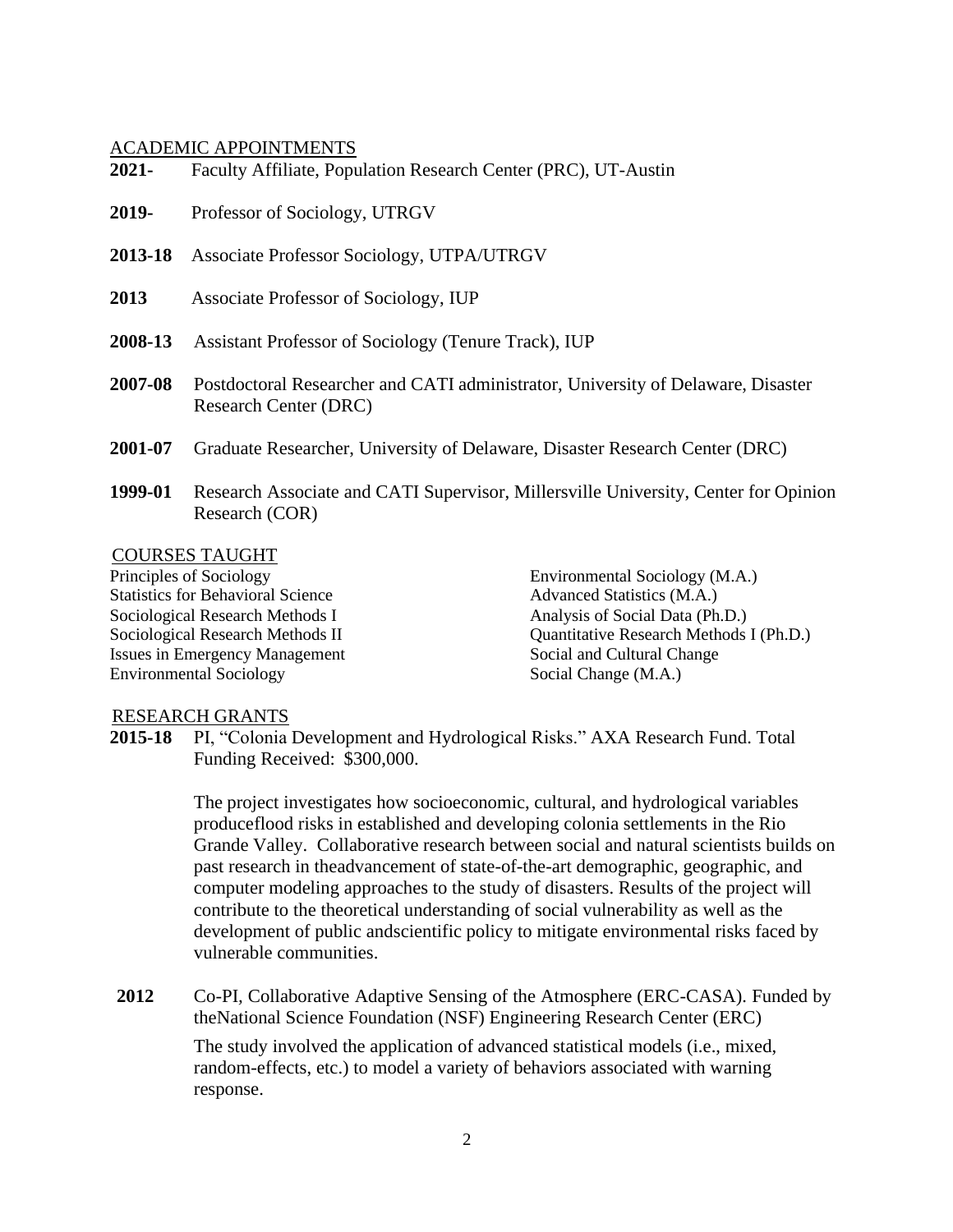## ACADEMIC APPOINTMENTS

**2021-** Faculty Affiliate, Population Research Center (PRC), UT-Austin

**2019-** Professor of Sociology, UTRGV

**2013-18** Associate Professor Sociology, UTPA/UTRGV

**2013** Associate Professor of Sociology, IUP

**2008-13** Assistant Professor of Sociology (Tenure Track), IUP

**2007-08** Postdoctoral Researcher and CATI administrator, University of Delaware, Disaster Research Center (DRC)

**2001-07** Graduate Researcher, University of Delaware, Disaster Research Center (DRC)

**1999-01** Research Associate and CATI Supervisor, Millersville University, Center for Opinion Research (COR)

## COURSES TAUGHT

Principles of Sociology
Statistics for Behavioral Science
Sociological Research Methods I
Sociological Research Methods II
Issues in Emergency Management
Environmental Sociology
Environmental Sociology (M.A.)
Advanced Statistics (M.A.)
Analysis of Social Data (Ph.D.)
Quantitative Research Methods I (Ph.D.)
Social and Cultural Change
Social Change (M.A.)

## RESEARCH GRANTS

**2015-18** PI, "Colonia Development and Hydrological Risks." AXA Research Fund. Total Funding Received: $300,000.

The project investigates how socioeconomic, cultural, and hydrological variables produceflood risks in established and developing colonia settlements in the Rio Grande Valley. Collaborative research between social and natural scientists builds on past research in theadvancement of state-of-the-art demographic, geographic, and computer modeling approaches to the study of disasters. Results of the project will contribute to the theoretical understanding of social vulnerability as well as the development of public andscientific policy to mitigate environmental risks faced by vulnerable communities.

**2012** Co-PI, Collaborative Adaptive Sensing of the Atmosphere (ERC-CASA). Funded by theNational Science Foundation (NSF) Engineering Research Center (ERC)

The study involved the application of advanced statistical models (i.e., mixed, random-effects, etc.) to model a variety of behaviors associated with warning response.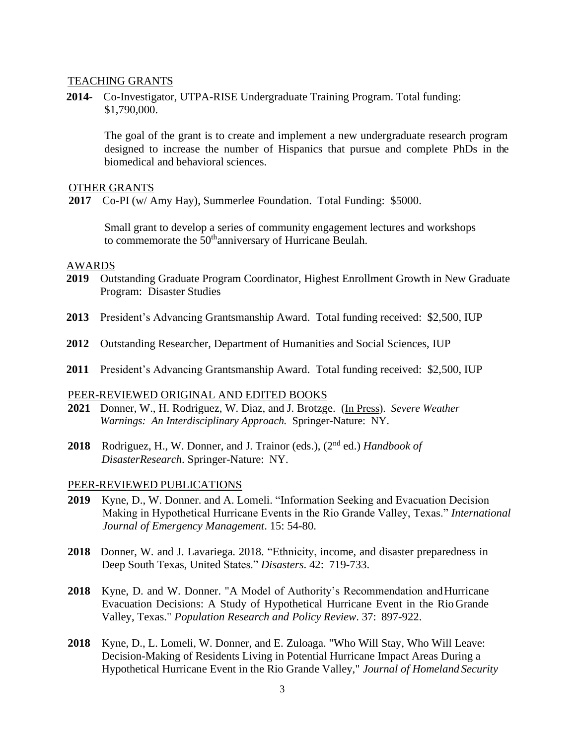## TEACHING GRANTS

**2014-** Co-Investigator, UTPA-RISE Undergraduate Training Program. Total funding: $1,790,000.

The goal of the grant is to create and implement a new undergraduate research program designed to increase the number of Hispanics that pursue and complete PhDs in the biomedical and behavioral sciences.

## OTHER GRANTS

**2017** Co-PI (w/ Amy Hay), Summerlee Foundation. Total Funding: $5000.

Small grant to develop a series of community engagement lectures and workshops to commemorate the 50th anniversary of Hurricane Beulah.

## AWARDS

**2019** Outstanding Graduate Program Coordinator, Highest Enrollment Growth in New Graduate Program: Disaster Studies

**2013** President's Advancing Grantsmanship Award. Total funding received: $2,500, IUP

**2012** Outstanding Researcher, Department of Humanities and Social Sciences, IUP

**2011** President's Advancing Grantsmanship Award. Total funding received: $2,500, IUP

## PEER-REVIEWED ORIGINAL AND EDITED BOOKS

**2021** Donner, W., H. Rodriguez, W. Diaz, and J. Brotzge. (In Press). *Severe Weather Warnings: An Interdisciplinary Approach.* Springer-Nature: NY.

**2018** Rodriguez, H., W. Donner, and J. Trainor (eds.), (2nd ed.) *Handbook of DisasterResearch*. Springer-Nature: NY.

## PEER-REVIEWED PUBLICATIONS

**2019** Kyne, D., W. Donner. and A. Lomeli. "Information Seeking and Evacuation Decision Making in Hypothetical Hurricane Events in the Rio Grande Valley, Texas." *International Journal of Emergency Management*. 15: 54-80.

**2018** Donner, W. and J. Lavariega. 2018. "Ethnicity, income, and disaster preparedness in Deep South Texas, United States." *Disasters*. 42: 719-733.

**2018** Kyne, D. and W. Donner. "A Model of Authority's Recommendation and Hurricane Evacuation Decisions: A Study of Hypothetical Hurricane Event in the Rio Grande Valley, Texas." *Population Research and Policy Review*. 37: 897-922.

**2018** Kyne, D., L. Lomeli, W. Donner, and E. Zuloaga. "Who Will Stay, Who Will Leave: Decision-Making of Residents Living in Potential Hurricane Impact Areas During a Hypothetical Hurricane Event in the Rio Grande Valley," *Journal of Homeland Security*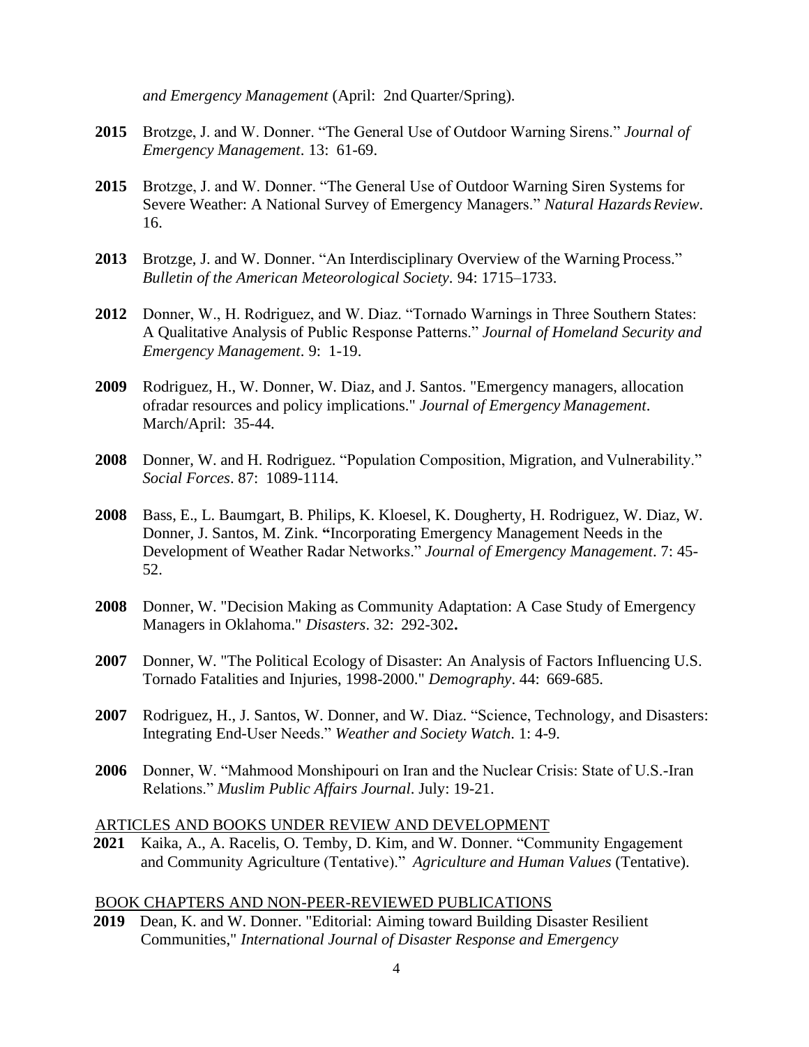*and Emergency Management* (April: 2nd Quarter/Spring).

**2015** Brotzge, J. and W. Donner. "The General Use of Outdoor Warning Sirens." *Journal of Emergency Management*. 13: 61-69.

**2015** Brotzge, J. and W. Donner. "The General Use of Outdoor Warning Siren Systems for Severe Weather: A National Survey of Emergency Managers." *Natural Hazards Review*. 16.

**2013** Brotzge, J. and W. Donner. "An Interdisciplinary Overview of the Warning Process." *Bulletin of the American Meteorological Society*. 94: 1715–1733.

**2012** Donner, W., H. Rodriguez, and W. Diaz. "Tornado Warnings in Three Southern States: A Qualitative Analysis of Public Response Patterns." *Journal of Homeland Security and Emergency Management*. 9: 1-19.

**2009** Rodriguez, H., W. Donner, W. Diaz, and J. Santos. "Emergency managers, allocation ofradar resources and policy implications." *Journal of Emergency Management*. March/April: 35-44.

**2008** Donner, W. and H. Rodriguez. "Population Composition, Migration, and Vulnerability." *Social Forces*. 87: 1089-1114.

**2008** Bass, E., L. Baumgart, B. Philips, K. Kloesel, K. Dougherty, H. Rodriguez, W. Diaz, W. Donner, J. Santos, M. Zink. **"**Incorporating Emergency Management Needs in the Development of Weather Radar Networks." *Journal of Emergency Management*. 7: 45-52.

**2008** Donner, W. "Decision Making as Community Adaptation: A Case Study of Emergency Managers in Oklahoma." *Disasters*. 32: 292-302**.**

**2007** Donner, W. "The Political Ecology of Disaster: An Analysis of Factors Influencing U.S. Tornado Fatalities and Injuries, 1998-2000." *Demography*. 44: 669-685.

**2007** Rodriguez, H., J. Santos, W. Donner, and W. Diaz. "Science, Technology, and Disasters: Integrating End-User Needs." *Weather and Society Watch*. 1: 4-9.

**2006** Donner, W. "Mahmood Monshipouri on Iran and the Nuclear Crisis: State of U.S.-Iran Relations." *Muslim Public Affairs Journal*. July: 19-21.

ARTICLES AND BOOKS UNDER REVIEW AND DEVELOPMENT

**2021** Kaika, A., A. Racelis, O. Temby, D. Kim, and W. Donner. "Community Engagement and Community Agriculture (Tentative)." *Agriculture and Human Values* (Tentative).

BOOK CHAPTERS AND NON-PEER-REVIEWED PUBLICATIONS

**2019** Dean, K. and W. Donner. "Editorial: Aiming toward Building Disaster Resilient Communities," *International Journal of Disaster Response and Emergency*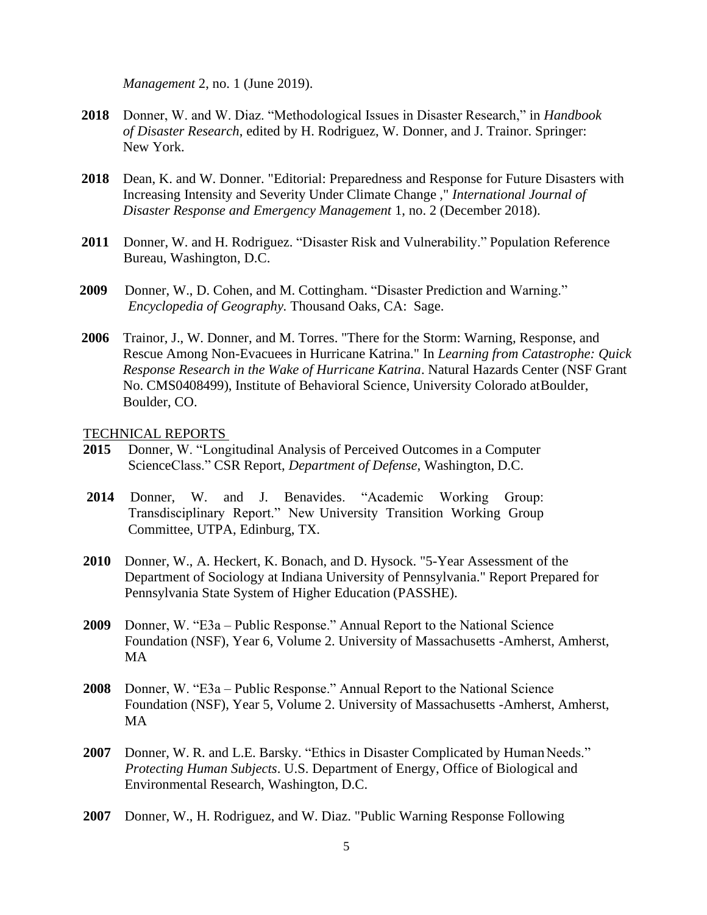*Management* 2, no. 1 (June 2019).

**2018** Donner, W. and W. Diaz. "Methodological Issues in Disaster Research," in *Handbook of Disaster Research*, edited by H. Rodriguez, W. Donner, and J. Trainor. Springer: New York.

**2018** Dean, K. and W. Donner. "Editorial: Preparedness and Response for Future Disasters with Increasing Intensity and Severity Under Climate Change ," *International Journal of Disaster Response and Emergency Management* 1, no. 2 (December 2018).

**2011** Donner, W. and H. Rodriguez. "Disaster Risk and Vulnerability." Population Reference Bureau, Washington, D.C.

**2009** Donner, W., D. Cohen, and M. Cottingham. "Disaster Prediction and Warning." *Encyclopedia of Geography.* Thousand Oaks, CA: Sage.

**2006** Trainor, J., W. Donner, and M. Torres. "There for the Storm: Warning, Response, and Rescue Among Non-Evacuees in Hurricane Katrina." In *Learning from Catastrophe: Quick Response Research in the Wake of Hurricane Katrina*. Natural Hazards Center (NSF Grant No. CMS0408499), Institute of Behavioral Science, University Colorado atBoulder, Boulder, CO.

TECHNICAL REPORTS

**2015** Donner, W. "Longitudinal Analysis of Perceived Outcomes in a Computer ScienceClass." CSR Report, *Department of Defense*, Washington, D.C.

**2014** Donner, W. and J. Benavides. "Academic Working Group: Transdisciplinary Report." New University Transition Working Group Committee, UTPA, Edinburg, TX.

**2010** Donner, W., A. Heckert, K. Bonach, and D. Hysock. "5-Year Assessment of the Department of Sociology at Indiana University of Pennsylvania." Report Prepared for Pennsylvania State System of Higher Education (PASSHE).

**2009** Donner, W. "E3a – Public Response." Annual Report to the National Science Foundation (NSF), Year 6, Volume 2. University of Massachusetts -Amherst, Amherst, MA

**2008** Donner, W. "E3a – Public Response." Annual Report to the National Science Foundation (NSF), Year 5, Volume 2. University of Massachusetts -Amherst, Amherst, MA

**2007** Donner, W. R. and L.E. Barsky. "Ethics in Disaster Complicated by Human Needs." *Protecting Human Subjects*. U.S. Department of Energy, Office of Biological and Environmental Research, Washington, D.C.

**2007** Donner, W., H. Rodriguez, and W. Diaz. "Public Warning Response Following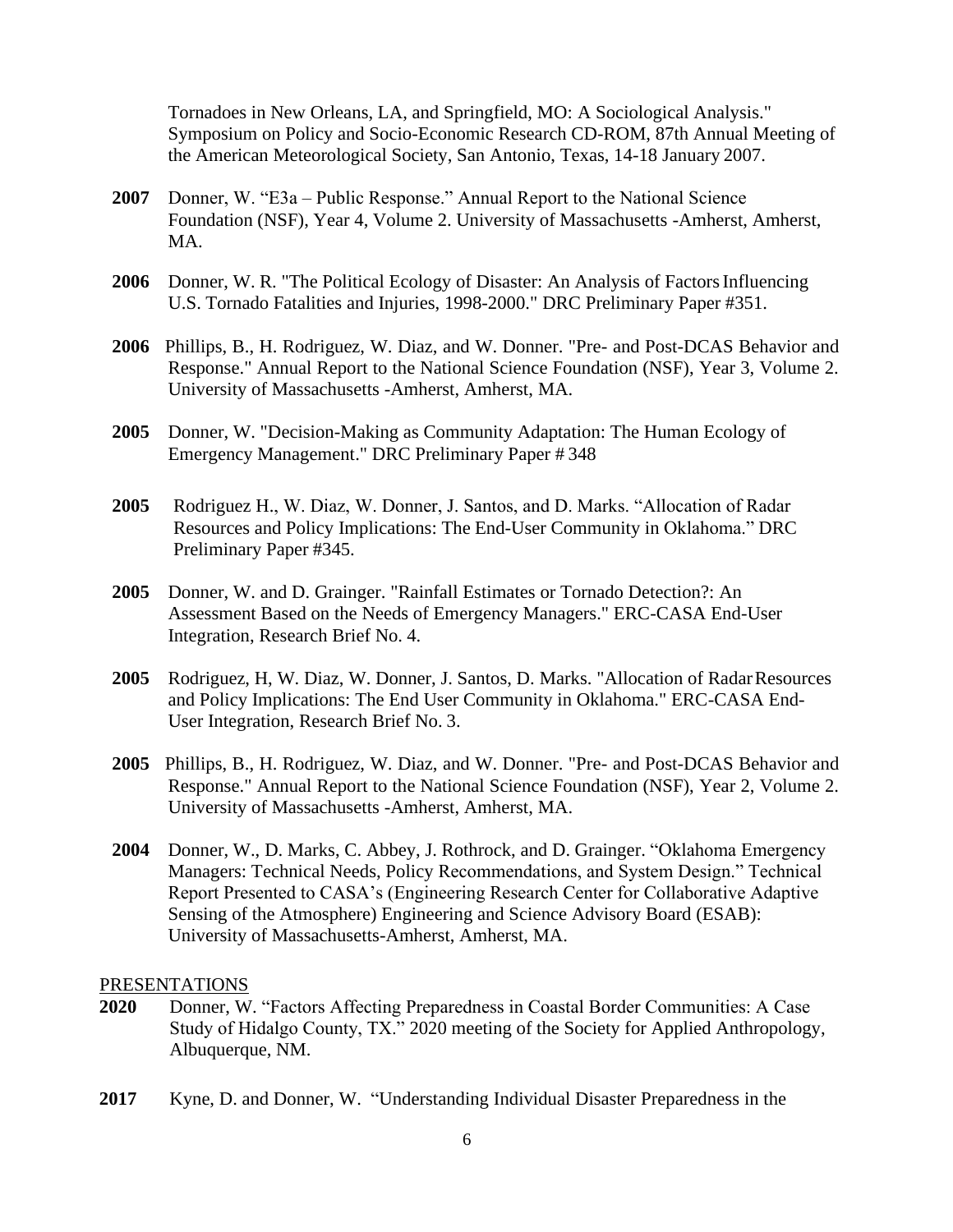Tornadoes in New Orleans, LA, and Springfield, MO: A Sociological Analysis." Symposium on Policy and Socio-Economic Research CD-ROM, 87th Annual Meeting of the American Meteorological Society, San Antonio, Texas, 14-18 January 2007.

**2007** Donner, W. "E3a – Public Response." Annual Report to the National Science Foundation (NSF), Year 4, Volume 2. University of Massachusetts -Amherst, Amherst, MA.

**2006** Donner, W. R. "The Political Ecology of Disaster: An Analysis of Factors Influencing U.S. Tornado Fatalities and Injuries, 1998-2000." DRC Preliminary Paper #351.

**2006** Phillips, B., H. Rodriguez, W. Diaz, and W. Donner. "Pre- and Post-DCAS Behavior and Response." Annual Report to the National Science Foundation (NSF), Year 3, Volume 2. University of Massachusetts -Amherst, Amherst, MA.

**2005** Donner, W. "Decision-Making as Community Adaptation: The Human Ecology of Emergency Management." DRC Preliminary Paper # 348

**2005** Rodriguez H., W. Diaz, W. Donner, J. Santos, and D. Marks. "Allocation of Radar Resources and Policy Implications: The End-User Community in Oklahoma." DRC Preliminary Paper #345.

**2005** Donner, W. and D. Grainger. "Rainfall Estimates or Tornado Detection?: An Assessment Based on the Needs of Emergency Managers." ERC-CASA End-User Integration, Research Brief No. 4.

**2005** Rodriguez, H, W. Diaz, W. Donner, J. Santos, D. Marks. "Allocation of Radar Resources and Policy Implications: The End User Community in Oklahoma." ERC-CASA End-User Integration, Research Brief No. 3.

**2005** Phillips, B., H. Rodriguez, W. Diaz, and W. Donner. "Pre- and Post-DCAS Behavior and Response." Annual Report to the National Science Foundation (NSF), Year 2, Volume 2. University of Massachusetts -Amherst, Amherst, MA.

**2004** Donner, W., D. Marks, C. Abbey, J. Rothrock, and D. Grainger. "Oklahoma Emergency Managers: Technical Needs, Policy Recommendations, and System Design." Technical Report Presented to CASA's (Engineering Research Center for Collaborative Adaptive Sensing of the Atmosphere) Engineering and Science Advisory Board (ESAB): University of Massachusetts-Amherst, Amherst, MA.

PRESENTATIONS

**2020** Donner, W. "Factors Affecting Preparedness in Coastal Border Communities: A Case Study of Hidalgo County, TX." 2020 meeting of the Society for Applied Anthropology, Albuquerque, NM.

**2017** Kyne, D. and Donner, W. "Understanding Individual Disaster Preparedness in the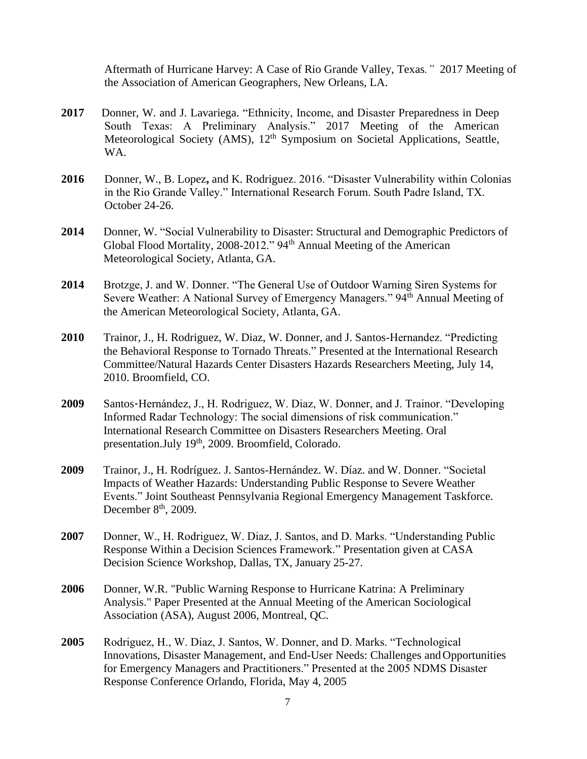Aftermath of Hurricane Harvey: A Case of Rio Grande Valley, Texas*."* 2017 Meeting of the Association of American Geographers, New Orleans, LA.

**2017** Donner, W. and J. Lavariega. "Ethnicity, Income, and Disaster Preparedness in Deep South Texas: A Preliminary Analysis." 2017 Meeting of the American Meteorological Society (AMS), 12th Symposium on Societal Applications, Seattle, WA.

**2016** Donner, W., B. Lopez**,** and K. Rodriguez. 2016. "Disaster Vulnerability within Colonias in the Rio Grande Valley." International Research Forum. South Padre Island, TX. October 24-26.

**2014** Donner, W. "Social Vulnerability to Disaster: Structural and Demographic Predictors of Global Flood Mortality, 2008-2012." 94th Annual Meeting of the American Meteorological Society, Atlanta, GA.

**2014** Brotzge, J. and W. Donner. "The General Use of Outdoor Warning Siren Systems for Severe Weather: A National Survey of Emergency Managers." 94th Annual Meeting of the American Meteorological Society, Atlanta, GA.

**2010** Trainor, J., H. Rodriguez, W. Diaz, W. Donner, and J. Santos-Hernandez. "Predicting the Behavioral Response to Tornado Threats." Presented at the International Research Committee/Natural Hazards Center Disasters Hazards Researchers Meeting, July 14, 2010. Broomfield, CO.

**2009** Santos-Hernández, J., H. Rodriguez, W. Diaz, W. Donner, and J. Trainor. "Developing Informed Radar Technology: The social dimensions of risk communication." International Research Committee on Disasters Researchers Meeting. Oral presentation.July 19th, 2009. Broomfield, Colorado.

**2009** Trainor, J., H. Rodríguez. J. Santos-Hernández. W. Díaz. and W. Donner. "Societal Impacts of Weather Hazards: Understanding Public Response to Severe Weather Events." Joint Southeast Pennsylvania Regional Emergency Management Taskforce. December 8th, 2009.

**2007** Donner, W., H. Rodriguez, W. Diaz, J. Santos, and D. Marks. "Understanding Public Response Within a Decision Sciences Framework." Presentation given at CASA Decision Science Workshop, Dallas, TX, January 25-27.

**2006** Donner, W.R. "Public Warning Response to Hurricane Katrina: A Preliminary Analysis." Paper Presented at the Annual Meeting of the American Sociological Association (ASA), August 2006, Montreal, QC.

**2005** Rodriguez, H., W. Diaz, J. Santos, W. Donner, and D. Marks. "Technological Innovations, Disaster Management, and End-User Needs: Challenges and Opportunities for Emergency Managers and Practitioners." Presented at the 2005 NDMS Disaster Response Conference Orlando, Florida, May 4, 2005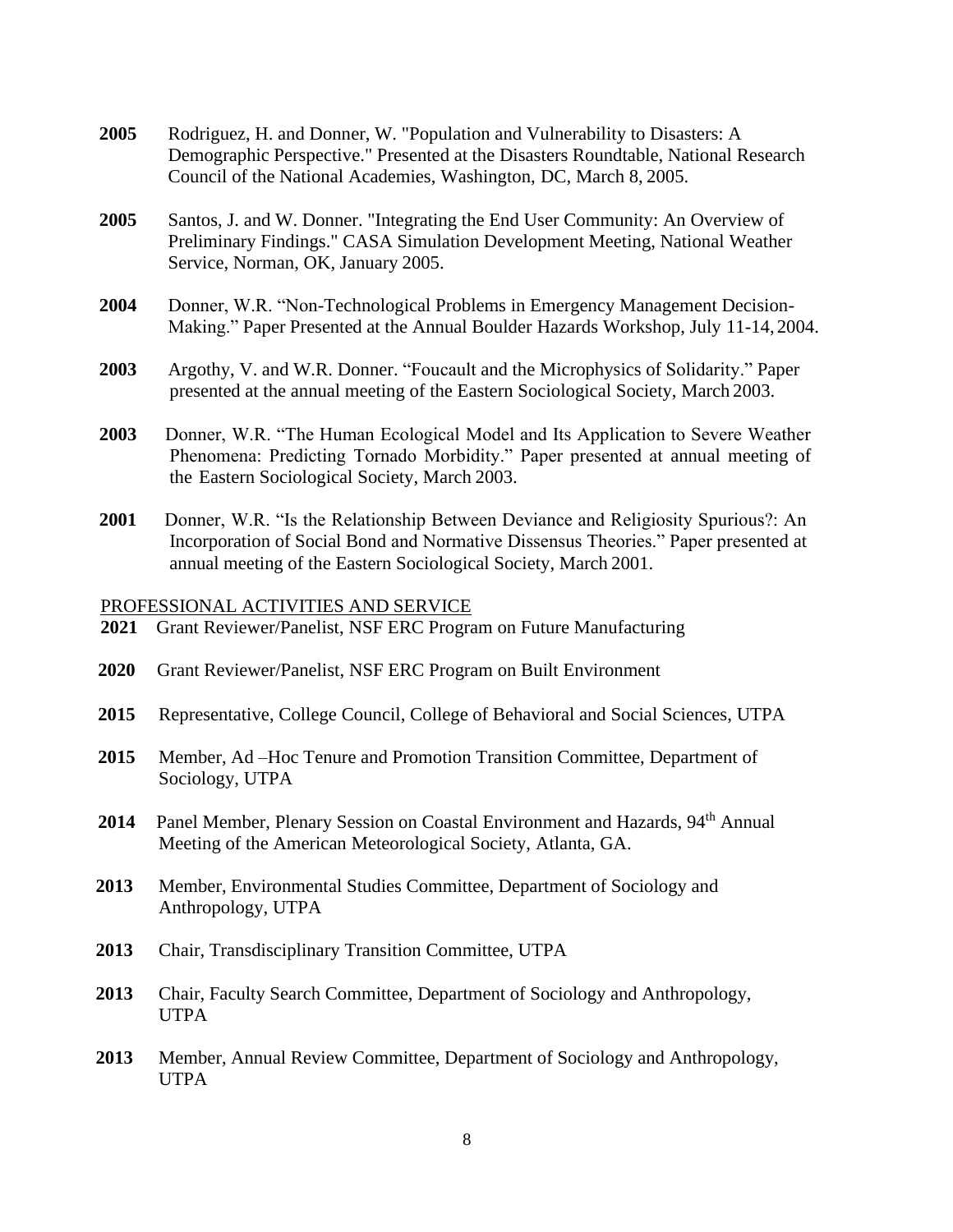**2005** Rodriguez, H. and Donner, W. "Population and Vulnerability to Disasters: A Demographic Perspective." Presented at the Disasters Roundtable, National Research Council of the National Academies, Washington, DC, March 8, 2005.

**2005** Santos, J. and W. Donner. "Integrating the End User Community: An Overview of Preliminary Findings." CASA Simulation Development Meeting, National Weather Service, Norman, OK, January 2005.

**2004** Donner, W.R. "Non-Technological Problems in Emergency Management Decision-Making." Paper Presented at the Annual Boulder Hazards Workshop, July 11-14, 2004.

**2003** Argothy, V. and W.R. Donner. "Foucault and the Microphysics of Solidarity." Paper presented at the annual meeting of the Eastern Sociological Society, March 2003.

**2003** Donner, W.R. "The Human Ecological Model and Its Application to Severe Weather Phenomena: Predicting Tornado Morbidity." Paper presented at annual meeting of the Eastern Sociological Society, March 2003.

**2001** Donner, W.R. "Is the Relationship Between Deviance and Religiosity Spurious?: An Incorporation of Social Bond and Normative Dissensus Theories." Paper presented at annual meeting of the Eastern Sociological Society, March 2001.

## PROFESSIONAL ACTIVITIES AND SERVICE

**2021** Grant Reviewer/Panelist, NSF ERC Program on Future Manufacturing

**2020** Grant Reviewer/Panelist, NSF ERC Program on Built Environment

**2015** Representative, College Council, College of Behavioral and Social Sciences, UTPA

**2015** Member, Ad –Hoc Tenure and Promotion Transition Committee, Department of Sociology, UTPA

**2014** Panel Member, Plenary Session on Coastal Environment and Hazards, 94th Annual Meeting of the American Meteorological Society, Atlanta, GA.

**2013** Member, Environmental Studies Committee, Department of Sociology and Anthropology, UTPA

**2013** Chair, Transdisciplinary Transition Committee, UTPA

**2013** Chair, Faculty Search Committee, Department of Sociology and Anthropology, UTPA

**2013** Member, Annual Review Committee, Department of Sociology and Anthropology, UTPA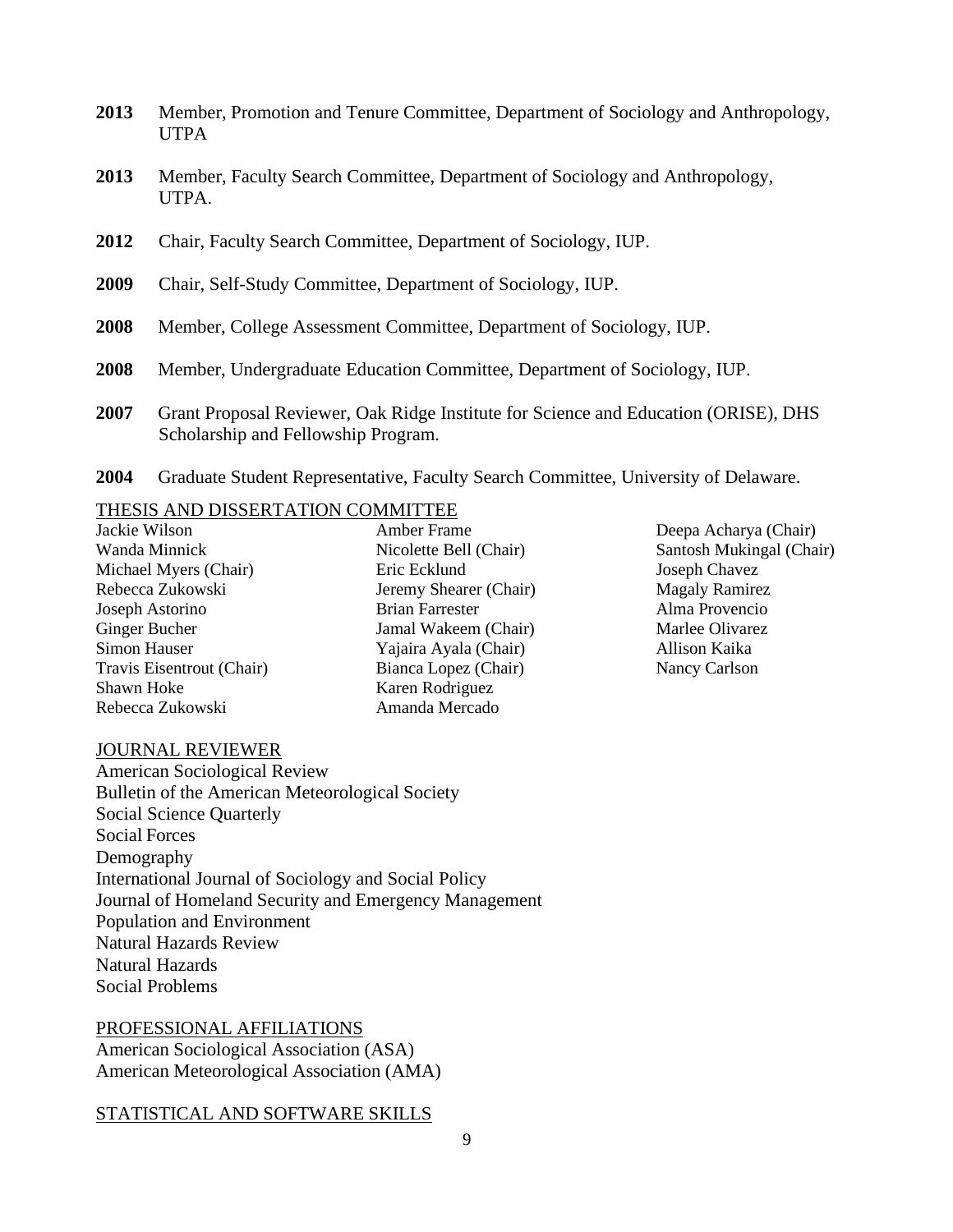**2013** Member, Promotion and Tenure Committee, Department of Sociology and Anthropology, UTPA

**2013** Member, Faculty Search Committee, Department of Sociology and Anthropology, UTPA.

**2012** Chair, Faculty Search Committee, Department of Sociology, IUP.

**2009** Chair, Self-Study Committee, Department of Sociology, IUP.

**2008** Member, College Assessment Committee, Department of Sociology, IUP.

**2008** Member, Undergraduate Education Committee, Department of Sociology, IUP.

**2007** Grant Proposal Reviewer, Oak Ridge Institute for Science and Education (ORISE), DHS Scholarship and Fellowship Program.

**2004** Graduate Student Representative, Faculty Search Committee, University of Delaware.

<u>THESIS AND DISSERTATION COMMITTEE</u>

Jackie Wilson
Wanda Minnick
Michael Myers (Chair)
Rebecca Zukowski
Joseph Astorino
Ginger Bucher
Simon Hauser
Travis Eisentrout (Chair)
Shawn Hoke
Rebecca Zukowski
Amber Frame
Nicolette Bell (Chair)
Eric Ecklund
Jeremy Shearer (Chair)
Brian Farrester
Jamal Wakeem (Chair)
Yajaira Ayala (Chair)
Bianca Lopez (Chair)
Karen Rodriguez
Amanda Mercado
Deepa Acharya (Chair)
Santosh Mukingal (Chair)
Joseph Chavez
Magaly Ramirez
Alma Provencio
Marlee Olivarez
Allison Kaika
Nancy Carlson

<u>JOURNAL REVIEWER</u>

American Sociological Review
Bulletin of the American Meteorological Society
Social Science Quarterly
Social Forces
Demography
International Journal of Sociology and Social Policy
Journal of Homeland Security and Emergency Management
Population and Environment
Natural Hazards Review
Natural Hazards
Social Problems

<u>PROFESSIONAL AFFILIATIONS</u>

American Sociological Association (ASA)
American Meteorological Association (AMA)

<u>STATISTICAL AND SOFTWARE SKILLS</u>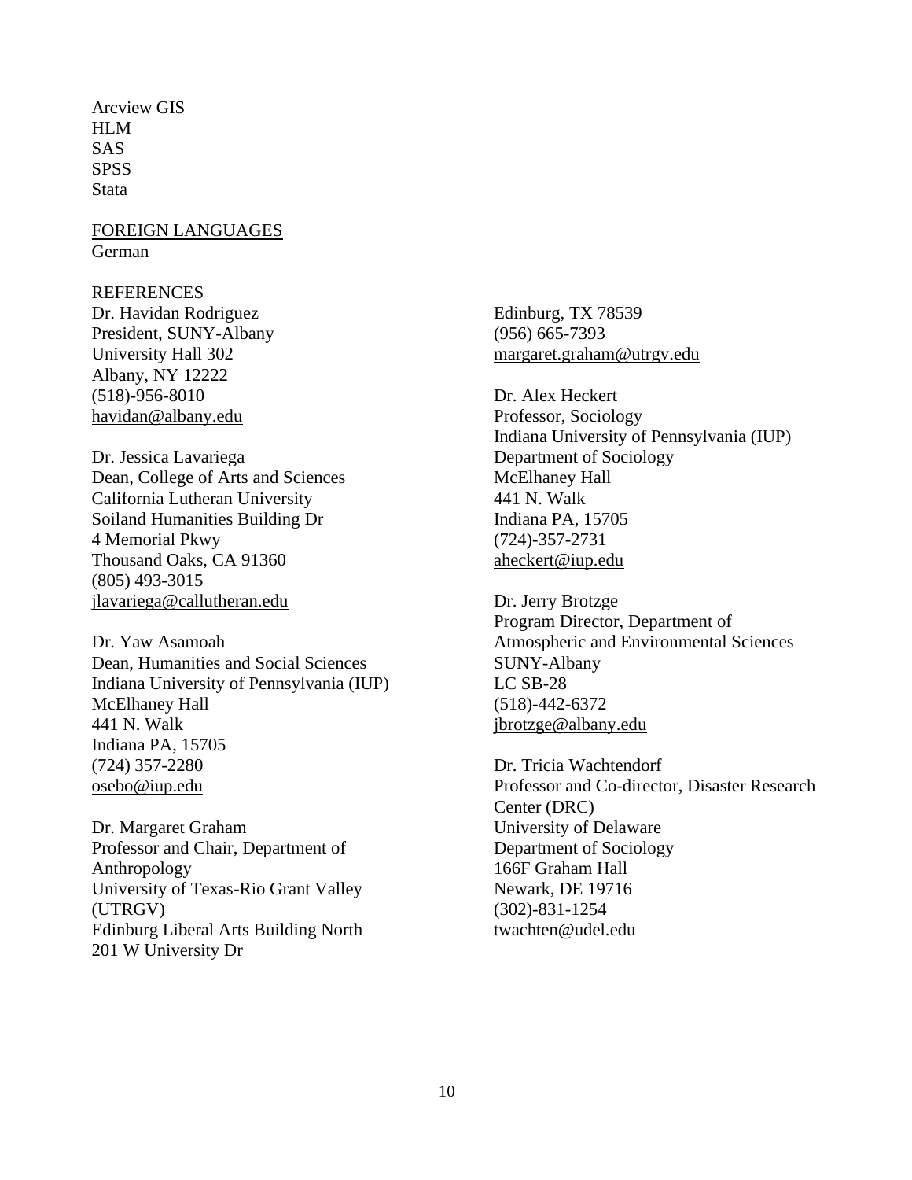Arcview GIS
HLM
SAS
SPSS
Stata

FOREIGN LANGUAGES
German

REFERENCES

Dr. Havidan Rodriguez
President, SUNY-Albany
University Hall 302
Albany, NY 12222
(518)-956-8010
havidan@albany.edu

Dr. Jessica Lavariega
Dean, College of Arts and Sciences
California Lutheran University
Soiland Humanities Building Dr
4 Memorial Pkwy
Thousand Oaks, CA 91360
(805) 493-3015
jlavariega@callutheran.edu

Dr. Yaw Asamoah
Dean, Humanities and Social Sciences
Indiana University of Pennsylvania (IUP)
McElhaney Hall
441 N. Walk
Indiana PA, 15705
(724) 357-2280
osebo@iup.edu

Dr. Margaret Graham
Professor and Chair, Department of Anthropology
University of Texas-Rio Grant Valley (UTRGV)
Edinburg Liberal Arts Building North
201 W University Dr
Edinburg, TX 78539
(956) 665-7393
margaret.graham@utrgv.edu

Dr. Alex Heckert
Professor, Sociology
Indiana University of Pennsylvania (IUP)
Department of Sociology
McElhaney Hall
441 N. Walk
Indiana PA, 15705
(724)-357-2731
aheckert@iup.edu

Dr. Jerry Brotzge
Program Director, Department of Atmospheric and Environmental Sciences
SUNY-Albany
LC SB-28
(518)-442-6372
jbrotzge@albany.edu

Dr. Tricia Wachtendorf
Professor and Co-director, Disaster Research Center (DRC)
University of Delaware
Department of Sociology
166F Graham Hall
Newark, DE 19716
(302)-831-1254
twachten@udel.edu